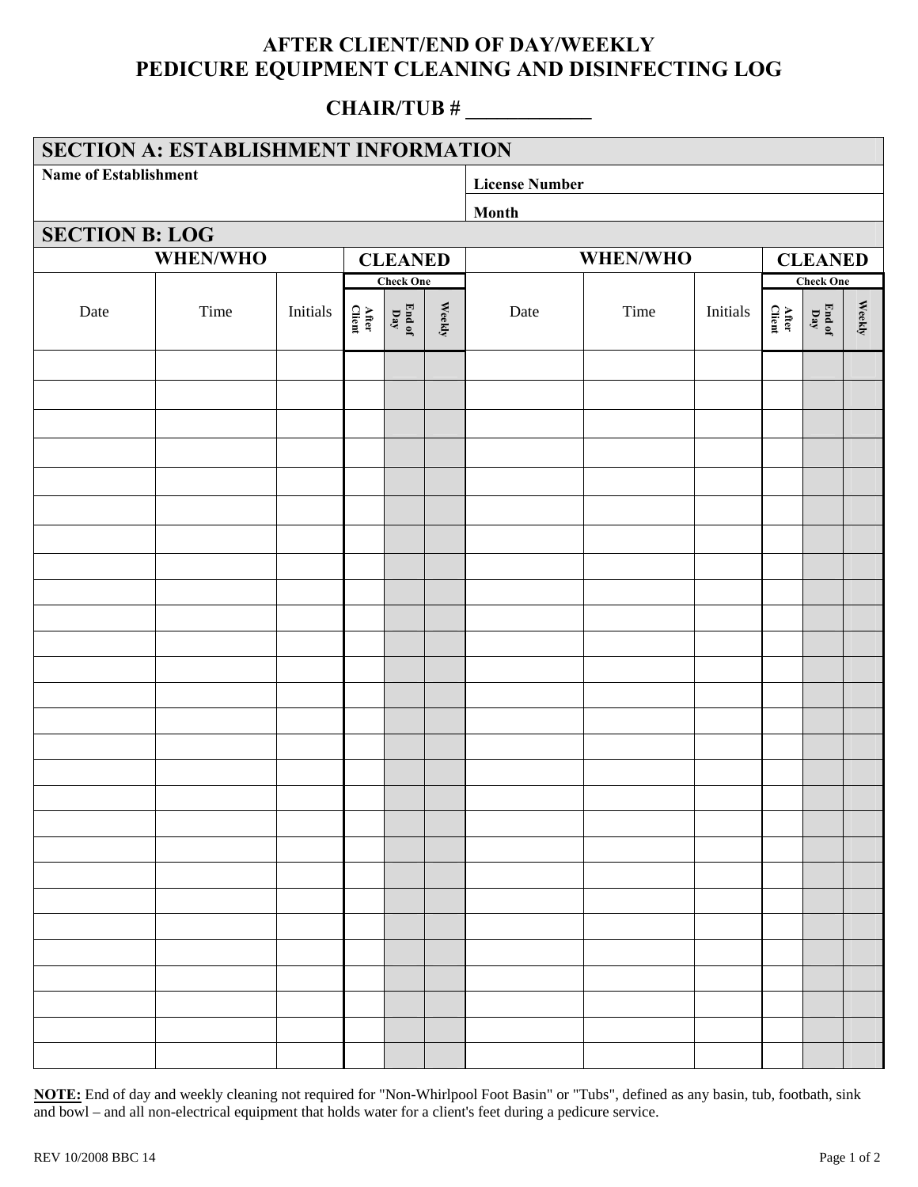# AFTER CLIENT/END OF DAY/WEEKLY
# PEDICURE EQUIPMENT CLEANING AND DISINFECTING LOG

## CHAIR/TUB # ____________

| SECTION A: ESTABLISHMENT INFORMATION | |
|---|---|
| **Name of Establishment** | **License Number** |
| | **Month** |

## SECTION B: LOG

| WHEN/WHO | | | CLEANED | | | WHEN/WHO | | | CLEANED | | |
|---|---|---|---|---|---|---|---|---|---|---|---|
| | | | Check One | | | | | | Check One | | |
| Date | Time | Initials | After Client | End of Day | Weekly | Date | Time | Initials | After Client | End of Day | Weekly |
| | | | | | | | | | | | |
| | | | | | | | | | | | |
| | | | | | | | | | | | |
| | | | | | | | | | | | |
| | | | | | | | | | | | |
| | | | | | | | | | | | |
| | | | | | | | | | | | |
| | | | | | | | | | | | |
| | | | | | | | | | | | |
| | | | | | | | | | | | |
| | | | | | | | | | | | |
| | | | | | | | | | | | |
| | | | | | | | | | | | |
| | | | | | | | | | | | |
| | | | | | | | | | | | |
| | | | | | | | | | | | |
| | | | | | | | | | | | |
| | | | | | | | | | | | |
| | | | | | | | | | | | |
| | | | | | | | | | | | |
| | | | | | | | | | | | |
| | | | | | | | | | | | |
| | | | | | | | | | | | |
| | | | | | | | | | | | |
| | | | | | | | | | | | |
| | | | | | | | | | | | |
| | | | | | | | | | | | |

**NOTE:** End of day and weekly cleaning not required for "Non-Whirlpool Foot Basin" or "Tubs", defined as any basin, tub, footbath, sink and bowl – and all non-electrical equipment that holds water for a client's feet during a pedicure service.

REV 10/2008 BBC 14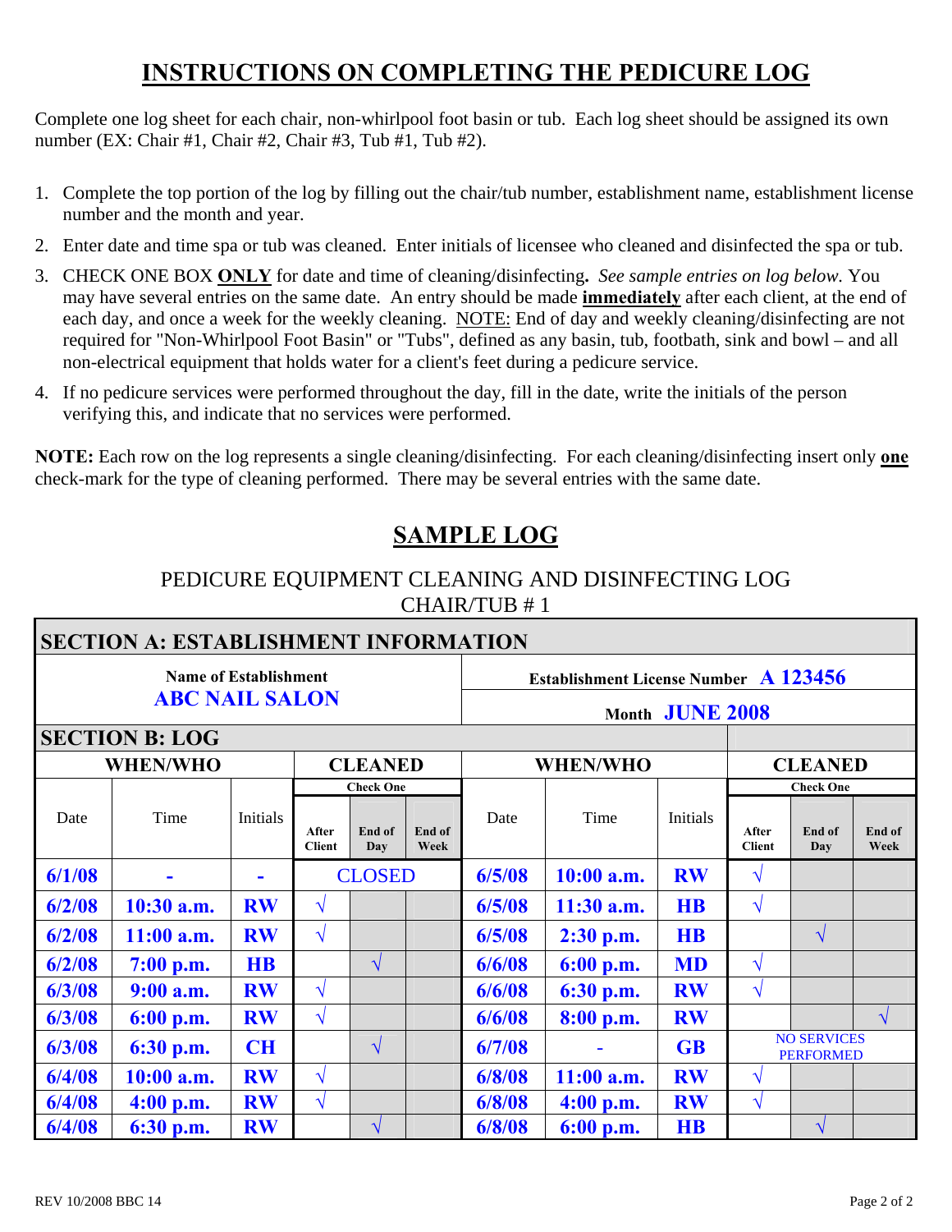# INSTRUCTIONS ON COMPLETING THE PEDICURE LOG

Complete one log sheet for each chair, non-whirlpool foot basin or tub. Each log sheet should be assigned its own number (EX: Chair #1, Chair #2, Chair #3, Tub #1, Tub #2).

1. Complete the top portion of the log by filling out the chair/tub number, establishment name, establishment license number and the month and year.
2. Enter date and time spa or tub was cleaned. Enter initials of licensee who cleaned and disinfected the spa or tub.
3. CHECK ONE BOX **ONLY** for date and time of cleaning/disinfecting**.** *See sample entries on log below.* You may have several entries on the same date. An entry should be made **immediately** after each client, at the end of each day, and once a week for the weekly cleaning. NOTE: End of day and weekly cleaning/disinfecting are not required for "Non-Whirlpool Foot Basin" or "Tubs", defined as any basin, tub, footbath, sink and bowl – and all non-electrical equipment that holds water for a client's feet during a pedicure service.
4. If no pedicure services were performed throughout the day, fill in the date, write the initials of the person verifying this, and indicate that no services were performed.

**NOTE:** Each row on the log represents a single cleaning/disinfecting. For each cleaning/disinfecting insert only **one** check-mark for the type of cleaning performed. There may be several entries with the same date.

## SAMPLE LOG

PEDICURE EQUIPMENT CLEANING AND DISINFECTING LOG
CHAIR/TUB # 1

**SECTION A: ESTABLISHMENT INFORMATION**

| | |
|---|---|
| **Name of Establishment** **ABC NAIL SALON** | **Establishment License Number** **A 123456** |
| | **Month** **JUNE 2008** |

**SECTION B: LOG**

| WHEN/WHO | | | CLEANED (Check One) | | | WHEN/WHO | | | CLEANED (Check One) | | |
|---|---|---|---|---|---|---|---|---|---|---|---|
| Date | Time | Initials | After Client | End of Day | End of Week | Date | Time | Initials | After Client | End of Day | End of Week |
| 6/1/08 | - | - | CLOSED | | | 6/5/08 | 10:00 a.m. | RW | √ | | |
| 6/2/08 | 10:30 a.m. | RW | √ | | | 6/5/08 | 11:30 a.m. | HB | √ | | |
| 6/2/08 | 11:00 a.m. | RW | √ | | | 6/5/08 | 2:30 p.m. | HB | | √ | |
| 6/2/08 | 7:00 p.m. | HB | | √ | | 6/6/08 | 6:00 p.m. | MD | √ | | |
| 6/3/08 | 9:00 a.m. | RW | √ | | | 6/6/08 | 6:30 p.m. | RW | √ | | |
| 6/3/08 | 6:00 p.m. | RW | √ | | | 6/6/08 | 8:00 p.m. | RW | | | √ |
| 6/3/08 | 6:30 p.m. | CH | | √ | | 6/7/08 | - | GB | NO SERVICES PERFORMED | | |
| 6/4/08 | 10:00 a.m. | RW | √ | | | 6/8/08 | 11:00 a.m. | RW | √ | | |
| 6/4/08 | 4:00 p.m. | RW | √ | | | 6/8/08 | 4:00 p.m. | RW | √ | | |
| 6/4/08 | 6:30 p.m. | RW | | √ | | 6/8/08 | 6:00 p.m. | HB | | √ | |

REV 10/2008 BBC 14